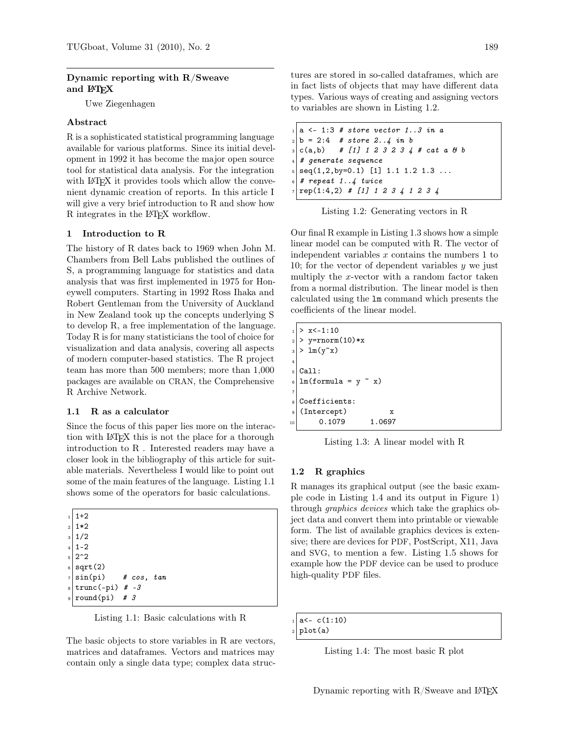## Dynamic reporting with R/Sweave and LaTeX

Uwe Ziegenhagen

### Abstract

R is a sophisticated statistical programming language available for various platforms. Since its initial development in 1992 it has become the major open source tool for statistical data analysis. For the integration with LaTeX it provides tools which allow the convenient dynamic creation of reports. In this article I will give a very brief introduction to R and show how R integrates in the LaTeX workflow.

### 1 Introduction to R

The history of R dates back to 1969 when John M. Chambers from Bell Labs published the outlines of S, a programming language for statistics and data analysis that was first implemented in 1975 for Honeywell computers. Starting in 1992 Ross Ihaka and Robert Gentleman from the University of Auckland in New Zealand took up the concepts underlying S to develop R, a free implementation of the language. Today R is for many statisticians the tool of choice for visualization and data analysis, covering all aspects of modern computer-based statistics. The R project team has more than 500 members; more than 1,000 packages are available on CRAN, the Comprehensive R Archive Network.

#### 1.1 R as a calculator

Since the focus of this paper lies more on the interaction with LaTeX this is not the place for a thorough introduction to R . Interested readers may have a closer look in the bibliography of this article for suitable materials. Nevertheless I would like to point out some of the main features of the language. Listing 1.1 shows some of the operators for basic calculations.

```
1+2
1*2
1/2
1-2
2^2
sqrt(2)
sin(pi)    # cos, tan
trunc(-pi) # -3
round(pi)  # 3
```

Listing 1.1: Basic calculations with R

The basic objects to store variables in R are vectors, matrices and dataframes. Vectors and matrices may contain only a single data type; complex data structures are stored in so-called dataframes, which are in fact lists of objects that may have different data types. Various ways of creating and assigning vectors to variables are shown in Listing 1.2.

```
a <- 1:3 # store vector 1..3 in a
b = 2:4  # store 2..4 in b
c(a,b)   # [1] 1 2 3 2 3 4 # cat a & b
# generate sequence
seq(1,2,by=0.1) [1] 1.1 1.2 1.3 ...
# repeat 1..4 twice
rep(1:4,2) # [1] 1 2 3 4 1 2 3 4
```

Listing 1.2: Generating vectors in R

Our final R example in Listing 1.3 shows how a simple linear model can be computed with R. The vector of independent variables $x$ contains the numbers 1 to 10; for the vector of dependent variables $y$ we just multiply the $x$-vector with a random factor taken from a normal distribution. The linear model is then calculated using the `lm` command which presents the coefficients of the linear model.

```
> x<-1:10
> y=rnorm(10)*x
> lm(y~x)

Call:
lm(formula = y ~ x)

Coefficients:
(Intercept)          x
     0.1079     1.0697
```

Listing 1.3: A linear model with R

#### 1.2 R graphics

R manages its graphical output (see the basic example code in Listing 1.4 and its output in Figure 1) through *graphics devices* which take the graphics object data and convert them into printable or viewable form. The list of available graphics devices is extensive; there are devices for PDF, PostScript, X11, Java and SVG, to mention a few. Listing 1.5 shows for example how the PDF device can be used to produce high-quality PDF files.

```
a<- c(1:10)
plot(a)
```

Listing 1.4: The most basic R plot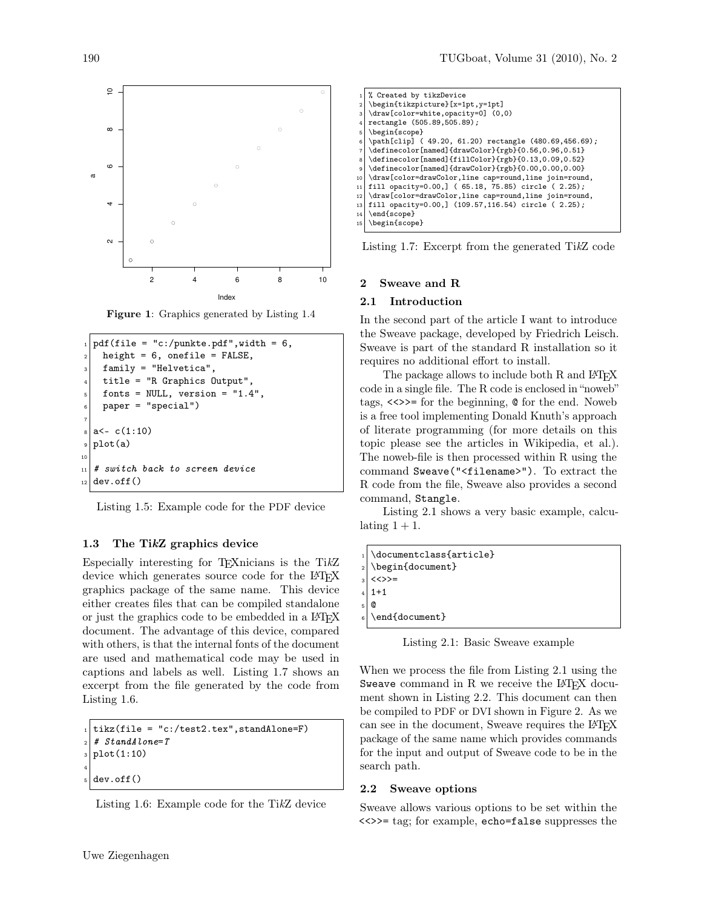Figure 1: Graphics generated by Listing 1.4

```
pdf(file = "c:/punkte.pdf",width = 6,
  height = 6, onefile = FALSE,
  family = "Helvetica",
  title = "R Graphics Output",
  fonts = NULL, version = "1.4",
  paper = "special")

a<- c(1:10)
plot(a)

# switch back to screen device
dev.off()
```

Listing 1.5: Example code for the PDF device

### 1.3 The TikZ graphics device

Especially interesting for TeXnicians is the TikZ device which generates source code for the LaTeX graphics package of the same name. This device either creates files that can be compiled standalone or just the graphics code to be embedded in a LaTeX document. The advantage of this device, compared with others, is that the internal fonts of the document are used and mathematical code may be used in captions and labels as well. Listing 1.7 shows an excerpt from the file generated by the code from Listing 1.6.

```
tikz(file = "c:/test2.tex",standAlone=F)
# StandAlone=T
plot(1:10)

dev.off()
```

Listing 1.6: Example code for the TikZ device

```
% Created by tikzDevice
\begin{tikzpicture}[x=1pt,y=1pt]
\draw[color=white,opacity=0] (0,0)
rectangle (505.89,505.89);
\begin{scope}
\path[clip] ( 49.20, 61.20) rectangle (480.69,456.69);
\definecolor[named]{drawColor}{rgb}{0.56,0.96,0.51}
\definecolor[named]{fillColor}{rgb}{0.13,0.09,0.52}
\definecolor[named]{drawColor}{rgb}{0.00,0.00,0.00}
\draw[color=drawColor,line cap=round,line join=round,
fill opacity=0.00,] ( 65.18, 75.85) circle ( 2.25);
\draw[color=drawColor,line cap=round,line join=round,
fill opacity=0.00,] (109.57,116.54) circle ( 2.25);
\end{scope}
\begin{scope}
```

Listing 1.7: Excerpt from the generated TikZ code

## 2 Sweave and R

### 2.1 Introduction

In the second part of the article I want to introduce the Sweave package, developed by Friedrich Leisch. Sweave is part of the standard R installation so it requires no additional effort to install.

The package allows to include both R and LaTeX code in a single file. The R code is enclosed in "noweb" tags, `<<>>=` for the beginning, `@` for the end. Noweb is a free tool implementing Donald Knuth's approach of literate programming (for more details on this topic please see the articles in Wikipedia, et al.). The noweb-file is then processed within R using the command `Sweave("<filename>")`. To extract the R code from the file, Sweave also provides a second command, `Stangle`.

Listing 2.1 shows a very basic example, calculating $1 + 1$.

```
\documentclass{article}
\begin{document}
<<>>=
1+1
@
\end{document}
```

Listing 2.1: Basic Sweave example

When we process the file from Listing 2.1 using the `Sweave` command in R we receive the LaTeX document shown in Listing 2.2. This document can then be compiled to PDF or DVI shown in Figure 2. As we can see in the document, Sweave requires the LaTeX package of the same name which provides commands for the input and output of Sweave code to be in the search path.

### 2.2 Sweave options

Sweave allows various options to be set within the `<<>>=` tag; for example, `echo=false` suppresses the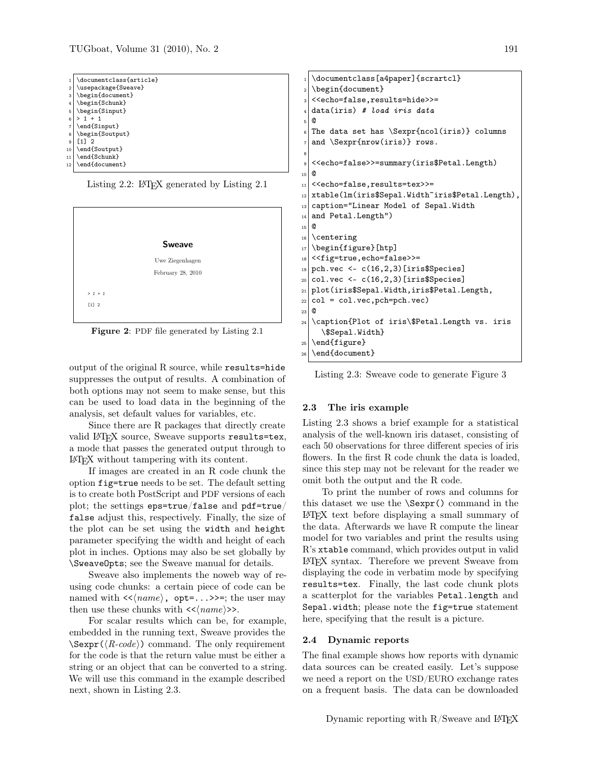```
\documentclass{article}
\usepackage{Sweave}
\begin{document}
\begin{Schunk}
\begin{Sinput}
> 1 + 1
\end{Sinput}
\begin{Soutput}
[1] 2
\end{Soutput}
\end{Schunk}
\end{document}
```

Listing 2.2: LaTeX generated by Listing 2.1

**Sweave**

Uwe Ziegenhagen

February 28, 2010

> 1 + 1

[1] 2

**Figure 2**: PDF file generated by Listing 2.1

output of the original R source, while `results=hide` suppresses the output of results. A combination of both options may not seem to make sense, but this can be used to load data in the beginning of the analysis, set default values for variables, etc.

Since there are R packages that directly create valid LaTeX source, Sweave supports `results=tex`, a mode that passes the generated output through to LaTeX without tampering with its content.

If images are created in an R code chunk the option `fig=true` needs to be set. The default setting is to create both PostScript and PDF versions of each plot; the settings `eps=true`/`false` and `pdf=true`/`false` adjust this, respectively. Finally, the size of the plot can be set using the `width` and `height` parameter specifying the width and height of each plot in inches. Options may also be set globally by `\SweaveOpts`; see the Sweave manual for details.

Sweave also implements the noweb way of reusing code chunks: a certain piece of code can be named with `<<`⟨*name*⟩`, opt=...>>=`; the user may then use these chunks with `<<`⟨*name*⟩`>>`.

For scalar results which can be, for example, embedded in the running text, Sweave provides the `\Sexpr(`⟨*R-code*⟩`)` command. The only requirement for the code is that the return value must be either a string or an object that can be converted to a string. We will use this command in the example described next, shown in Listing 2.3.

```
\documentclass[a4paper]{scrartcl}
\begin{document}
<<echo=false,results=hide>>=
data(iris) # load iris data
@
The data set has \Sexpr{ncol(iris)} columns
and \Sexpr{nrow(iris)} rows.

<<echo=false>>=summary(iris$Petal.Length)
@
<<echo=false,results=tex>>=
xtable(lm(iris$Sepal.Width~iris$Petal.Length),
caption="Linear Model of Sepal.Width
and Petal.Length")
@
\centering
\begin{figure}[htp]
<<fig=true,echo=false>>=
pch.vec <- c(16,2,3)[iris$Species]
col.vec <- c(16,2,3)[iris$Species]
plot(iris$Sepal.Width,iris$Petal.Length,
col = col.vec,pch=pch.vec)
@
\caption{Plot of iris\$Petal.Length vs. iris
  \$Sepal.Width}
\end{figure}
\end{document}
```

Listing 2.3: Sweave code to generate Figure 3

### 2.3 The iris example

Listing 2.3 shows a brief example for a statistical analysis of the well-known iris dataset, consisting of each 50 observations for three different species of iris flowers. In the first R code chunk the data is loaded, since this step may not be relevant for the reader we omit both the output and the R code.

To print the number of rows and columns for this dataset we use the `\Sexpr()` command in the LaTeX text before displaying a small summary of the data. Afterwards we have R compute the linear model for two variables and print the results using R's `xtable` command, which provides output in valid LaTeX syntax. Therefore we prevent Sweave from displaying the code in verbatim mode by specifying `results=tex`. Finally, the last code chunk plots a scatterplot for the variables `Petal.length` and `Sepal.width`; please note the `fig=true` statement here, specifying that the result is a picture.

### 2.4 Dynamic reports

The final example shows how reports with dynamic data sources can be created easily. Let's suppose we need a report on the USD/EURO exchange rates on a frequent basis. The data can be downloaded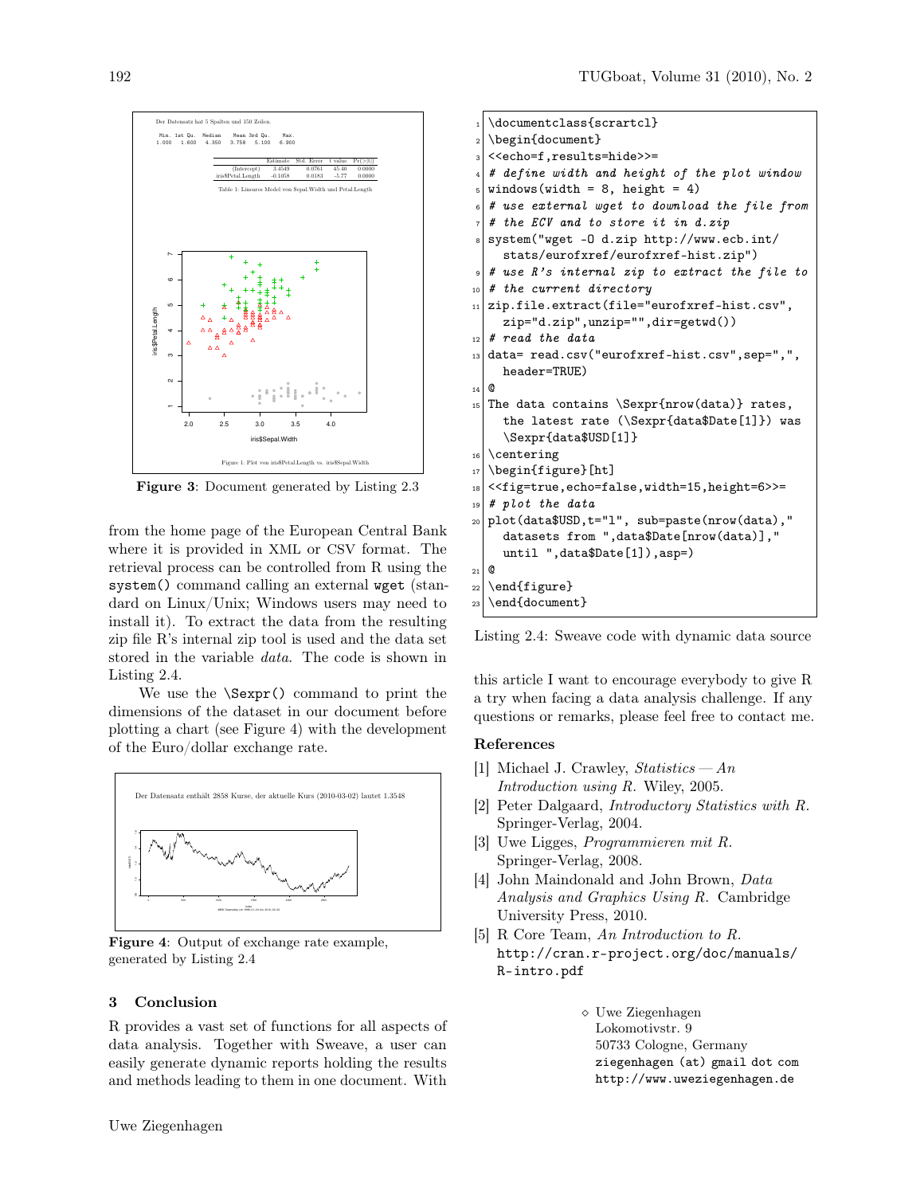Der Datensatz hat 5 Spalten und 150 Zeilen.

```
 Min. 1st Qu.  Median    Mean 3rd Qu.    Max.
1.000   1.600   4.350   3.758   5.100   6.900
```

| | Estimate | Std. Error | t value | Pr(>\|t\|) |
|---|---|---|---|---|
| (Intercept) | 3.4549 | 0.0761 | 45.40 | 0.0000 |
| iris$Petal.Length | -0.1058 | 0.0183 | -5.77 | 0.0000 |

Table 1: Lineares Model von Sepal.Width und Petal.Length

iris$Petal.Length

iris$Sepal.Width

Figure 1: Plot von iris$Petal.Length vs. iris$Sepal.Width

**Figure 3**: Document generated by Listing 2.3

from the home page of the European Central Bank where it is provided in XML or CSV format. The retrieval process can be controlled from R using the `system()` command calling an external `wget` (standard on Linux/Unix; Windows users may need to install it). To extract the data from the resulting zip file R's internal zip tool is used and the data set stored in the variable *data*. The code is shown in Listing 2.4.

We use the `\Sexpr()` command to print the dimensions of the dataset in our document before plotting a chart (see Figure 4) with the development of the Euro/dollar exchange rate.

Der Datensatz enthält 2858 Kurse, der aktuelle Kurs (2010-03-02) lautet 1.3548

**Figure 4**: Output of exchange rate example, generated by Listing 2.4

```
\documentclass{scrartcl}
\begin{document}
<<echo=f,results=hide>>=
# define width and height of the plot window
windows(width = 8, height = 4)
# use external wget to download the file from
# the ECV and to store it in d.zip
system("wget -O d.zip http://www.ecb.int/
  stats/eurofxref/eurofxref-hist.zip")
# use R's internal zip to extract the file to
# the current directory
zip.file.extract(file="eurofxref-hist.csv",
  zip="d.zip",unzip="",dir=getwd())
# read the data
data= read.csv("eurofxref-hist.csv",sep=",",
  header=TRUE)
@
The data contains \Sexpr{nrow(data)} rates,
  the latest rate (\Sexpr{data$Date[1]}) was
  \Sexpr{data$USD[1]}
\centering
\begin{figure}[ht]
<<fig=true,echo=false,width=15,height=6>>=
# plot the data
plot(data$USD,t="l", sub=paste(nrow(data),"
  datasets from ",data$Date[nrow(data)],"
  until ",data$Date[1]),asp=)
@
\end{figure}
\end{document}
```

Listing 2.4: Sweave code with dynamic data source

## 3 Conclusion

R provides a vast set of functions for all aspects of data analysis. Together with Sweave, a user can easily generate dynamic reports holding the results and methods leading to them in one document. With this article I want to encourage everybody to give R a try when facing a data analysis challenge. If any questions or remarks, please feel free to contact me.

## References

[1] Michael J. Crawley, *Statistics — An Introduction using R*. Wiley, 2005.

[2] Peter Dalgaard, *Introductory Statistics with R*. Springer-Verlag, 2004.

[3] Uwe Ligges, *Programmieren mit R*. Springer-Verlag, 2008.

[4] John Maindonald and John Brown, *Data Analysis and Graphics Using R*. Cambridge University Press, 2010.

[5] R Core Team, *An Introduction to R*. `http://cran.r-project.org/doc/manuals/R-intro.pdf`

◇ Uwe Ziegenhagen
Lokomotivstr. 9
50733 Cologne, Germany
`ziegenhagen (at) gmail dot com`
`http://www.uweziegenhagen.de`